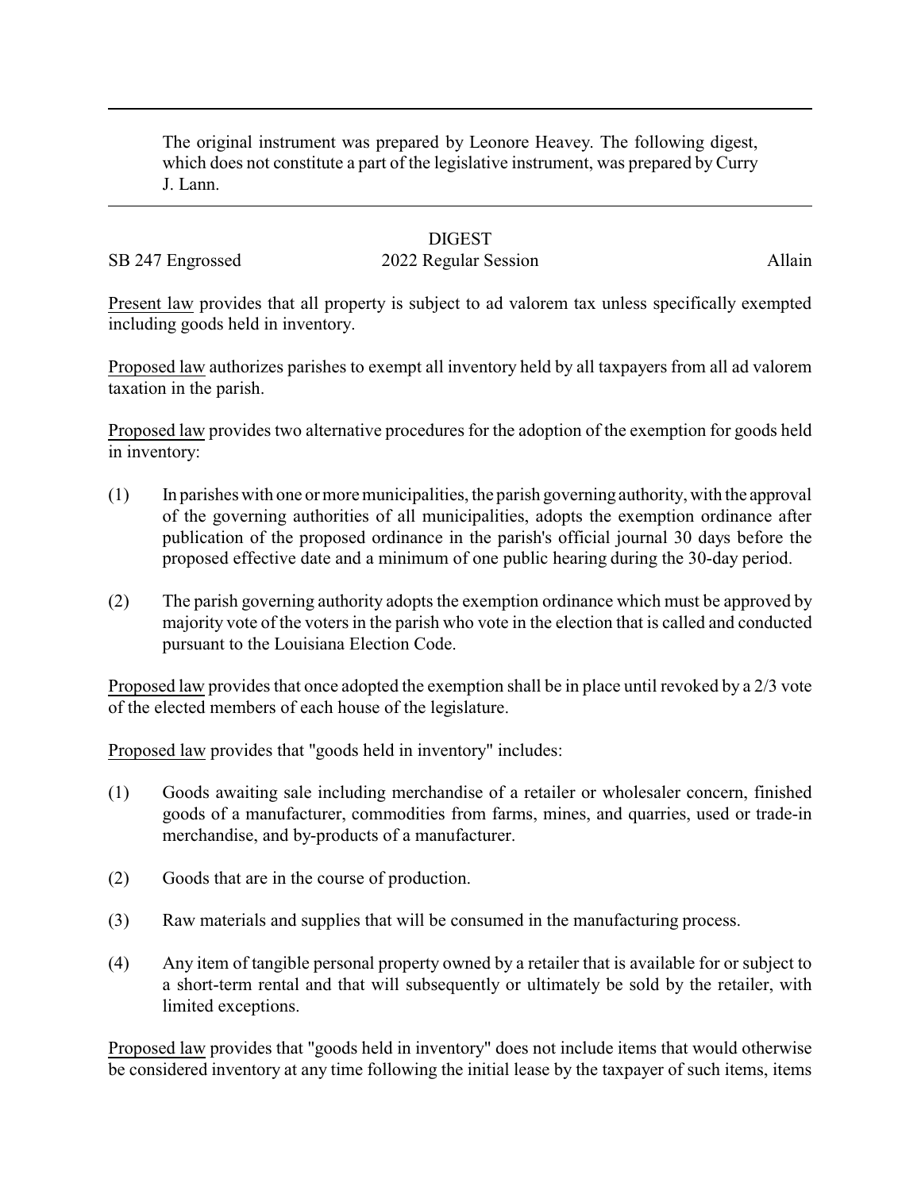The original instrument was prepared by Leonore Heavey. The following digest, which does not constitute a part of the legislative instrument, was prepared by Curry J. Lann.

DIGEST

SB 247 Engrossed 2022 Regular Session Allain

Present law provides that all property is subject to ad valorem tax unless specifically exempted including goods held in inventory.

Proposed law authorizes parishes to exempt all inventory held by all taxpayers from all ad valorem taxation in the parish.

Proposed law provides two alternative procedures for the adoption of the exemption for goods held in inventory:

(1) In parishes with one or more municipalities, the parish governing authority, with the approval of the governing authorities of all municipalities, adopts the exemption ordinance after publication of the proposed ordinance in the parish's official journal 30 days before the proposed effective date and a minimum of one public hearing during the 30-day period.

(2) The parish governing authority adopts the exemption ordinance which must be approved by majority vote of the voters in the parish who vote in the election that is called and conducted pursuant to the Louisiana Election Code.

Proposed law provides that once adopted the exemption shall be in place until revoked by a 2/3 vote of the elected members of each house of the legislature.

Proposed law provides that "goods held in inventory" includes:

(1) Goods awaiting sale including merchandise of a retailer or wholesaler concern, finished goods of a manufacturer, commodities from farms, mines, and quarries, used or trade-in merchandise, and by-products of a manufacturer.

(2) Goods that are in the course of production.

(3) Raw materials and supplies that will be consumed in the manufacturing process.

(4) Any item of tangible personal property owned by a retailer that is available for or subject to a short-term rental and that will subsequently or ultimately be sold by the retailer, with limited exceptions.

Proposed law provides that "goods held in inventory" does not include items that would otherwise be considered inventory at any time following the initial lease by the taxpayer of such items, items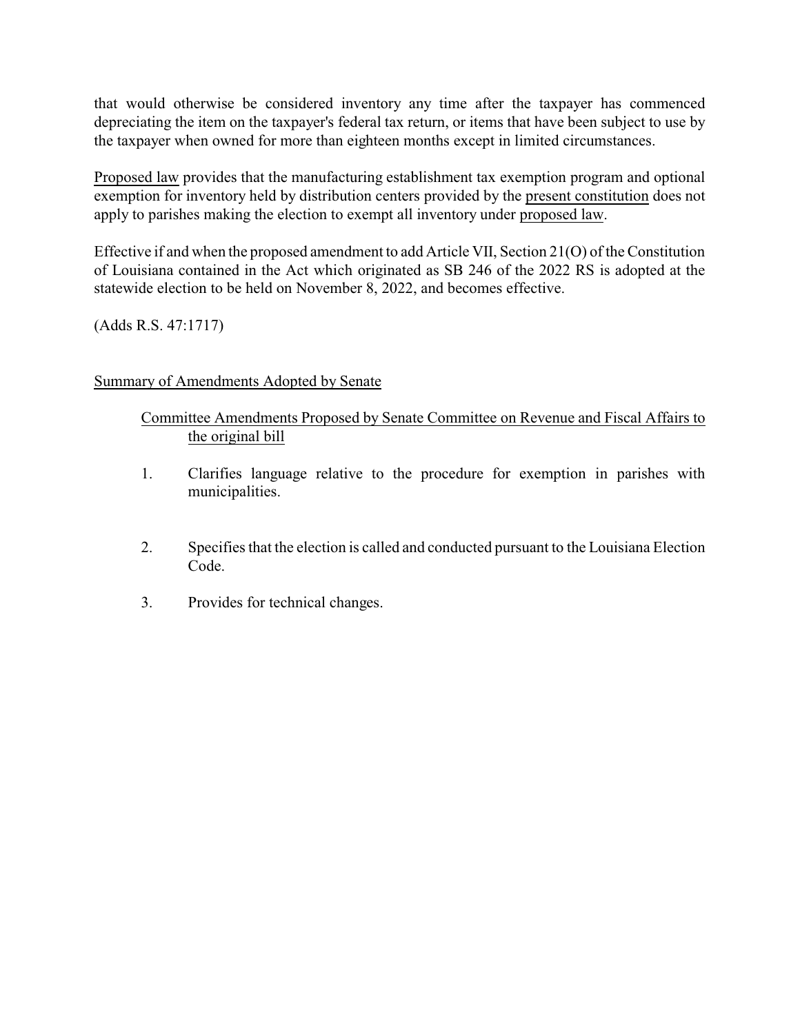that would otherwise be considered inventory any time after the taxpayer has commenced depreciating the item on the taxpayer's federal tax return, or items that have been subject to use by the taxpayer when owned for more than eighteen months except in limited circumstances.

Proposed law provides that the manufacturing establishment tax exemption program and optional exemption for inventory held by distribution centers provided by the present constitution does not apply to parishes making the election to exempt all inventory under proposed law.

Effective if and when the proposed amendment to add Article VII, Section 21(O) of the Constitution of Louisiana contained in the Act which originated as SB 246 of the 2022 RS is adopted at the statewide election to be held on November 8, 2022, and becomes effective.

(Adds R.S. 47:1717)

Summary of Amendments Adopted by Senate

Committee Amendments Proposed by Senate Committee on Revenue and Fiscal Affairs to the original bill

1. Clarifies language relative to the procedure for exemption in parishes with municipalities.

2. Specifies that the election is called and conducted pursuant to the Louisiana Election Code.

3. Provides for technical changes.